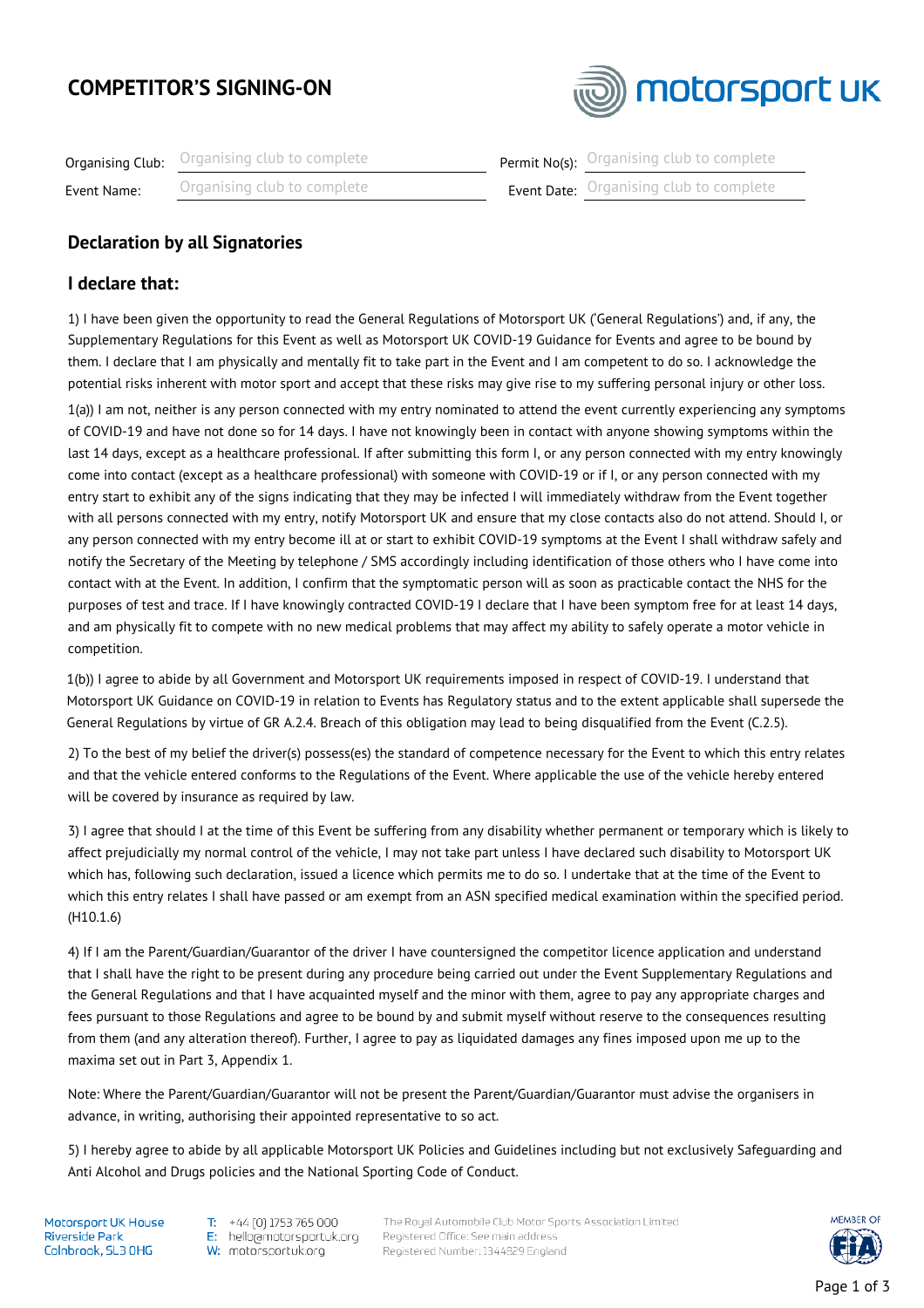# COMPETITOR'S SIGNING-ON

motorsport UK

| | | | |
|---|---|---|---|
| Organising Club: | Organising club to complete | Permit No(s): | Organising club to complete |
| Event Name: | Organising club to complete | Event Date: | Organising club to complete |

## Declaration by all Signatories

## I declare that:

1) I have been given the opportunity to read the General Regulations of Motorsport UK ('General Regulations') and, if any, the Supplementary Regulations for this Event as well as Motorsport UK COVID-19 Guidance for Events and agree to be bound by them. I declare that I am physically and mentally fit to take part in the Event and I am competent to do so. I acknowledge the potential risks inherent with motor sport and accept that these risks may give rise to my suffering personal injury or other loss.

1(a)) I am not, neither is any person connected with my entry nominated to attend the event currently experiencing any symptoms of COVID-19 and have not done so for 14 days. I have not knowingly been in contact with anyone showing symptoms within the last 14 days, except as a healthcare professional. If after submitting this form I, or any person connected with my entry knowingly come into contact (except as a healthcare professional) with someone with COVID-19 or if I, or any person connected with my entry start to exhibit any of the signs indicating that they may be infected I will immediately withdraw from the Event together with all persons connected with my entry, notify Motorsport UK and ensure that my close contacts also do not attend. Should I, or any person connected with my entry become ill at or start to exhibit COVID-19 symptoms at the Event I shall withdraw safely and notify the Secretary of the Meeting by telephone / SMS accordingly including identification of those others who I have come into contact with at the Event. In addition, I confirm that the symptomatic person will as soon as practicable contact the NHS for the purposes of test and trace. If I have knowingly contracted COVID-19 I declare that I have been symptom free for at least 14 days, and am physically fit to compete with no new medical problems that may affect my ability to safely operate a motor vehicle in competition.

1(b)) I agree to abide by all Government and Motorsport UK requirements imposed in respect of COVID-19. I understand that Motorsport UK Guidance on COVID-19 in relation to Events has Regulatory status and to the extent applicable shall supersede the General Regulations by virtue of GR A.2.4. Breach of this obligation may lead to being disqualified from the Event (C.2.5).

2) To the best of my belief the driver(s) possess(es) the standard of competence necessary for the Event to which this entry relates and that the vehicle entered conforms to the Regulations of the Event. Where applicable the use of the vehicle hereby entered will be covered by insurance as required by law.

3) I agree that should I at the time of this Event be suffering from any disability whether permanent or temporary which is likely to affect prejudicially my normal control of the vehicle, I may not take part unless I have declared such disability to Motorsport UK which has, following such declaration, issued a licence which permits me to do so. I undertake that at the time of the Event to which this entry relates I shall have passed or am exempt from an ASN specified medical examination within the specified period. (H10.1.6)

4) If I am the Parent/Guardian/Guarantor of the driver I have countersigned the competitor licence application and understand that I shall have the right to be present during any procedure being carried out under the Event Supplementary Regulations and the General Regulations and that I have acquainted myself and the minor with them, agree to pay any appropriate charges and fees pursuant to those Regulations and agree to be bound by and submit myself without reserve to the consequences resulting from them (and any alteration thereof). Further, I agree to pay as liquidated damages any fines imposed upon me up to the maxima set out in Part 3, Appendix 1.

Note: Where the Parent/Guardian/Guarantor will not be present the Parent/Guardian/Guarantor must advise the organisers in advance, in writing, authorising their appointed representative to so act.

5) I hereby agree to abide by all applicable Motorsport UK Policies and Guidelines including but not exclusively Safeguarding and Anti Alcohol and Drugs policies and the National Sporting Code of Conduct.

Motorsport UK House
Riverside Park
Colnbrook, SL3 0HG

T: +44 (0) 1753 765 000
E: hello@motorsportuk.org
W: motorsportuk.org

The Royal Automobile Club Motor Sports Association Limited
Registered Office: See main address
Registered Number: 1344829 England

MEMBER OF FIA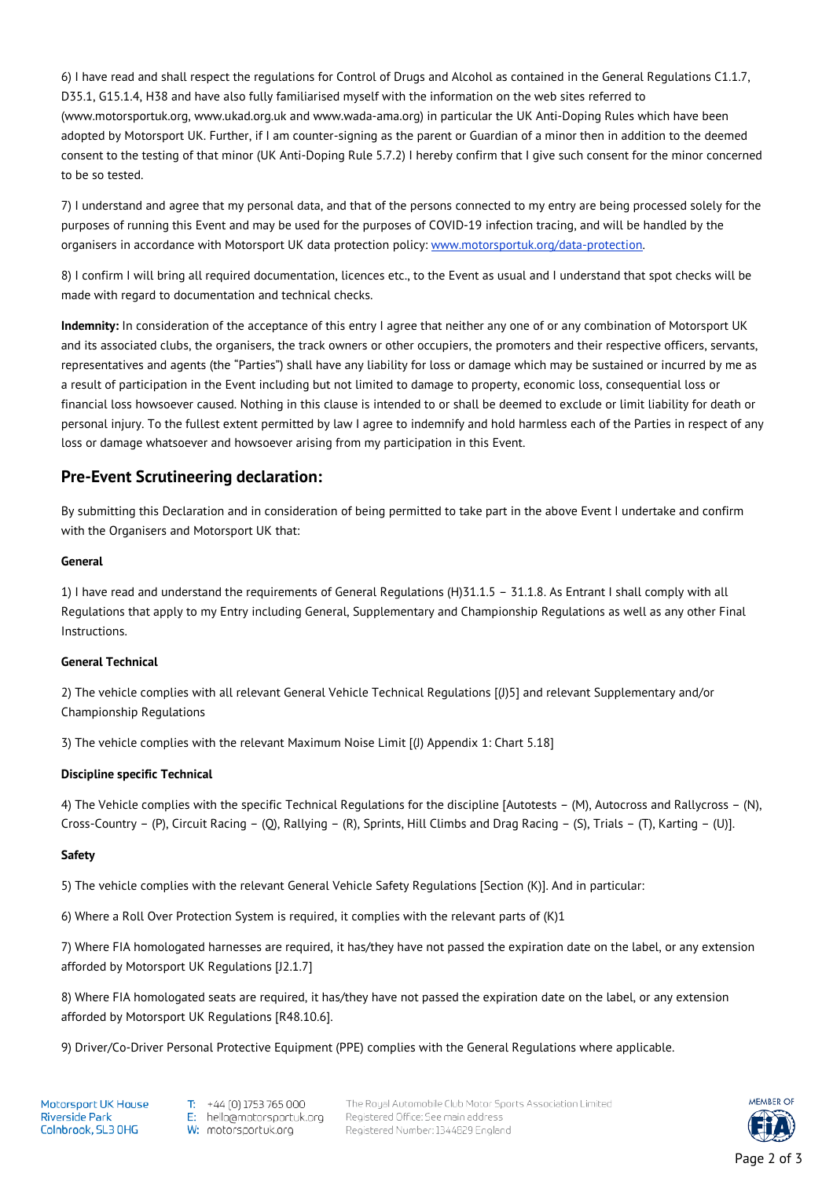6) I have read and shall respect the regulations for Control of Drugs and Alcohol as contained in the General Regulations C1.1.7, D35.1, G15.1.4, H38 and have also fully familiarised myself with the information on the web sites referred to (www.motorsportuk.org, www.ukad.org.uk and www.wada-ama.org) in particular the UK Anti-Doping Rules which have been adopted by Motorsport UK. Further, if I am counter-signing as the parent or Guardian of a minor then in addition to the deemed consent to the testing of that minor (UK Anti-Doping Rule 5.7.2) I hereby confirm that I give such consent for the minor concerned to be so tested.

7) I understand and agree that my personal data, and that of the persons connected to my entry are being processed solely for the purposes of running this Event and may be used for the purposes of COVID-19 infection tracing, and will be handled by the organisers in accordance with Motorsport UK data protection policy: [www.motorsportuk.org/data-protection](www.motorsportuk.org/data-protection).

8) I confirm I will bring all required documentation, licences etc., to the Event as usual and I understand that spot checks will be made with regard to documentation and technical checks.

**Indemnity:** In consideration of the acceptance of this entry I agree that neither any one of or any combination of Motorsport UK and its associated clubs, the organisers, the track owners or other occupiers, the promoters and their respective officers, servants, representatives and agents (the "Parties") shall have any liability for loss or damage which may be sustained or incurred by me as a result of participation in the Event including but not limited to damage to property, economic loss, consequential loss or financial loss howsoever caused. Nothing in this clause is intended to or shall be deemed to exclude or limit liability for death or personal injury. To the fullest extent permitted by law I agree to indemnify and hold harmless each of the Parties in respect of any loss or damage whatsoever and howsoever arising from my participation in this Event.

## Pre-Event Scrutineering declaration:

By submitting this Declaration and in consideration of being permitted to take part in the above Event I undertake and confirm with the Organisers and Motorsport UK that:

**General**

1) I have read and understand the requirements of General Regulations (H)31.1.5 – 31.1.8. As Entrant I shall comply with all Regulations that apply to my Entry including General, Supplementary and Championship Regulations as well as any other Final Instructions.

**General Technical**

2) The vehicle complies with all relevant General Vehicle Technical Regulations [(J)5] and relevant Supplementary and/or Championship Regulations

3) The vehicle complies with the relevant Maximum Noise Limit [(J) Appendix 1: Chart 5.18]

**Discipline specific Technical**

4) The Vehicle complies with the specific Technical Regulations for the discipline [Autotests – (M), Autocross and Rallycross – (N), Cross-Country – (P), Circuit Racing – (Q), Rallying – (R), Sprints, Hill Climbs and Drag Racing – (S), Trials – (T), Karting – (U)].

**Safety**

5) The vehicle complies with the relevant General Vehicle Safety Regulations [Section (K)]. And in particular:

6) Where a Roll Over Protection System is required, it complies with the relevant parts of (K)1

7) Where FIA homologated harnesses are required, it has/they have not passed the expiration date on the label, or any extension afforded by Motorsport UK Regulations [J2.1.7]

8) Where FIA homologated seats are required, it has/they have not passed the expiration date on the label, or any extension afforded by Motorsport UK Regulations [R48.10.6].

9) Driver/Co-Driver Personal Protective Equipment (PPE) complies with the General Regulations where applicable.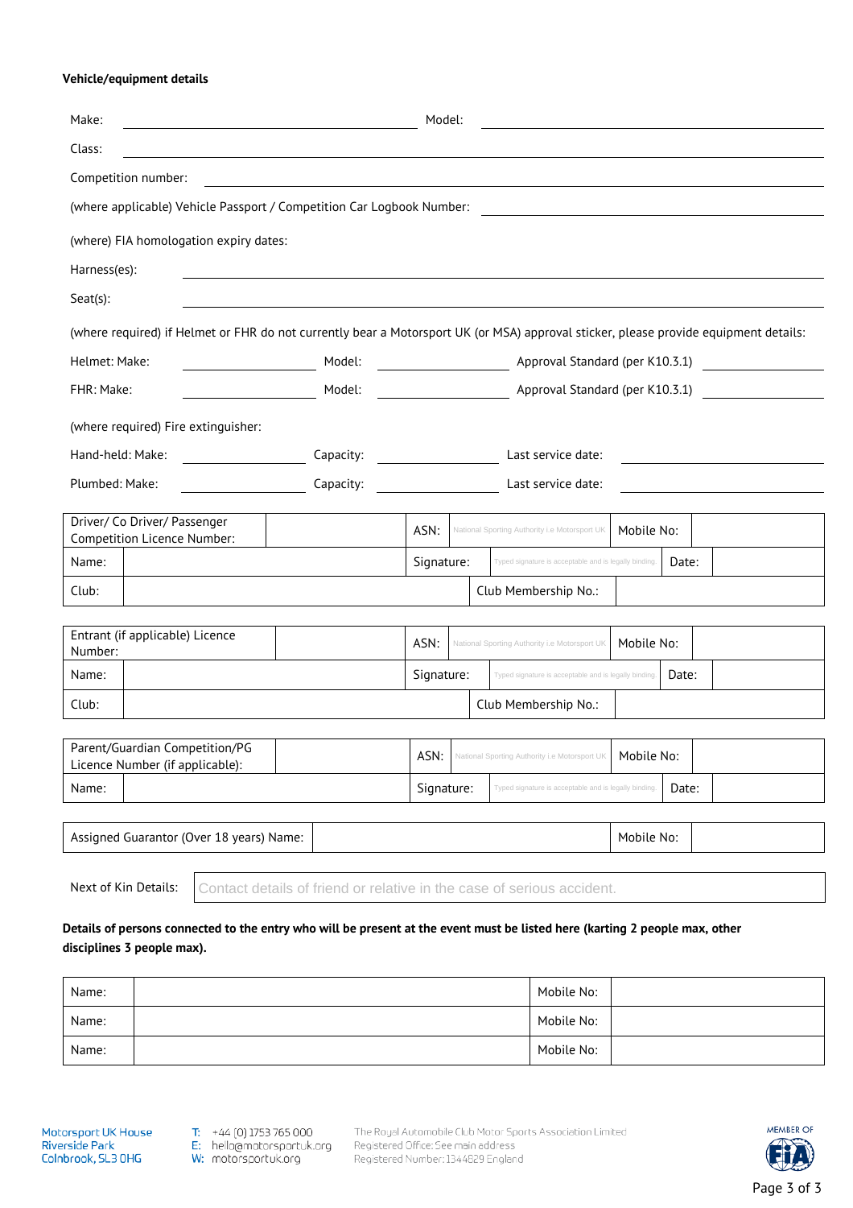**Vehicle/equipment details**

Make: ______________________ Model: ______________________

Class: ______________________

Competition number: ______________________

(where applicable) Vehicle Passport / Competition Car Logbook Number: ______________________

(where) FIA homologation expiry dates:

Harness(es): ______________________

Seat(s): ______________________

(where required) if Helmet or FHR do not currently bear a Motorsport UK (or MSA) approval sticker, please provide equipment details:

Helmet: Make: __________ Model: __________ Approval Standard (per K10.3.1) __________

FHR: Make: __________ Model: __________ Approval Standard (per K10.3.1) __________

(where required) Fire extinguisher:

Hand-held: Make: __________ Capacity: __________ Last service date: __________

Plumbed: Make: __________ Capacity: __________ Last service date: __________

| | | | | | |
|---|---|---|---|---|---|
| Driver/ Co Driver/ Passenger Competition Licence Number: | | ASN: | National Sporting Authority i.e Motorsport UK | Mobile No: | |
| Name: | | Signature: | Typed signature is acceptable and is legally binding. | Date: | |
| Club: | | Club Membership No.: | | | |

| | | | | | |
|---|---|---|---|---|---|
| Entrant (if applicable) Licence Number: | | ASN: | National Sporting Authority i.e Motorsport UK | Mobile No: | |
| Name: | | Signature: | Typed signature is acceptable and is legally binding. | Date: | |
| Club: | | Club Membership No.: | | | |

| | | | | | |
|---|---|---|---|---|---|
| Parent/Guardian Competition/PG Licence Number (if applicable): | | ASN: | National Sporting Authority i.e Motorsport UK | Mobile No: | |
| Name: | | Signature: | Typed signature is acceptable and is legally binding. | Date: | |

| | | | |
|---|---|---|---|
| Assigned Guarantor (Over 18 years) Name: | | Mobile No: | |

Next of Kin Details: Contact details of friend or relative in the case of serious accident.

**Details of persons connected to the entry who will be present at the event must be listed here (karting 2 people max, other disciplines 3 people max).**

| | | | |
|---|---|---|---|
| Name: | | Mobile No: | |
| Name: | | Mobile No: | |
| Name: | | Mobile No: | |

Motorsport UK House
Riverside Park
Colnbrook, SL3 0HG

T: +44 (0) 1753 765 000
E: hello@motorsportuk.org
W: motorsportuk.org

The Royal Automobile Club Motor Sports Association Limited
Registered Office: See main address
Registered Number: 1344829 England

MEMBER OF FIA